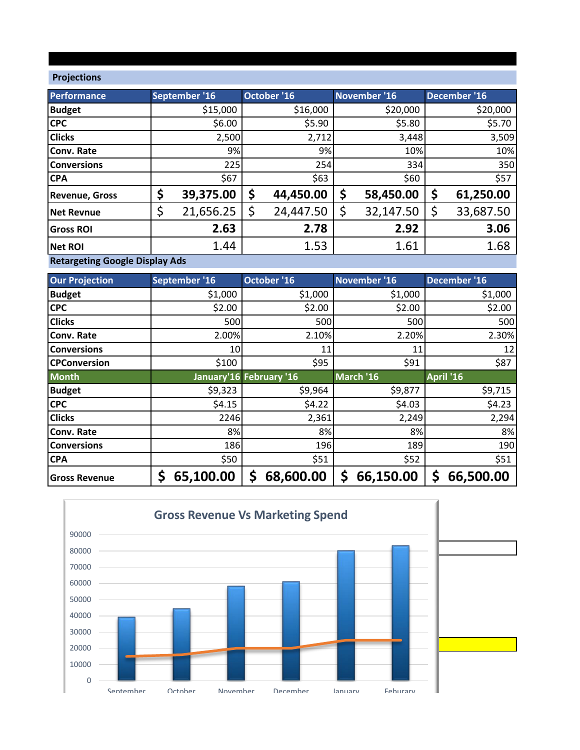## Projections

| Performance | September '16 | October '16 | November '16 | December '16 |
|---|---|---|---|---|
| Budget | $15,000 | $16,000 | $20,000 | $20,000 |
| CPC | $6.00 | $5.90 | $5.80 | $5.70 |
| Clicks | 2,500 | 2,712 | 3,448 | 3,509 |
| Conv. Rate | 9% | 9% | 10% | 10% |
| Conversions | 225 | 254 | 334 | 350 |
| CPA | $67 | $63 | $60 | $57 |
| Revenue, Gross | $ 39,375.00 | $ 44,450.00 | $ 58,450.00 | $ 61,250.00 |
| Net Revnue | $ 21,656.25 | $ 24,447.50 | $ 32,147.50 | $ 33,687.50 |
| Gross ROI | 2.63 | 2.78 | 2.92 | 3.06 |
| Net ROI | 1.44 | 1.53 | 1.61 | 1.68 |

## Retargeting Google Display Ads

| Our Projection | September '16 | October '16 | November '16 | December '16 |
|---|---|---|---|---|
| Budget | $1,000 | $1,000 | $1,000 | $1,000 |
| CPC | $2.00 | $2.00 | $2.00 | $2.00 |
| Clicks | 500 | 500 | 500 | 500 |
| Conv. Rate | 2.00% | 2.10% | 2.20% | 2.30% |
| Conversions | 10 | 11 | 11 | 12 |
| CPConversion | $100 | $95 | $91 | $87 |
| **Month** | **January'16** | **February '16** | **March '16** | **April '16** |
| Budget | $9,323 | $9,964 | $9,877 | $9,715 |
| CPC | $4.15 | $4.22 | $4.03 | $4.23 |
| Clicks | 2246 | 2,361 | 2,249 | 2,294 |
| Conv. Rate | 8% | 8% | 8% | 8% |
| Conversions | 186 | 196 | 189 | 190 |
| CPA | $50 | $51 | $52 | $51 |
| Gross Revenue | $ 65,100.00 | $ 68,600.00 | $ 66,150.00 | $ 66,500.00 |

**Gross Revenue Vs Marketing Spend**

| Month | Gross Revenue (approx.) | Marketing Spend (approx.) |
|---|---|---|
| September | 39375 | 15000 |
| October | 44450 | 16000 |
| November | 58450 | 20000 |
| December | 61250 | 20000 |
| January | 80000 | 25000 |
| Feburary | 83000 | 25000 |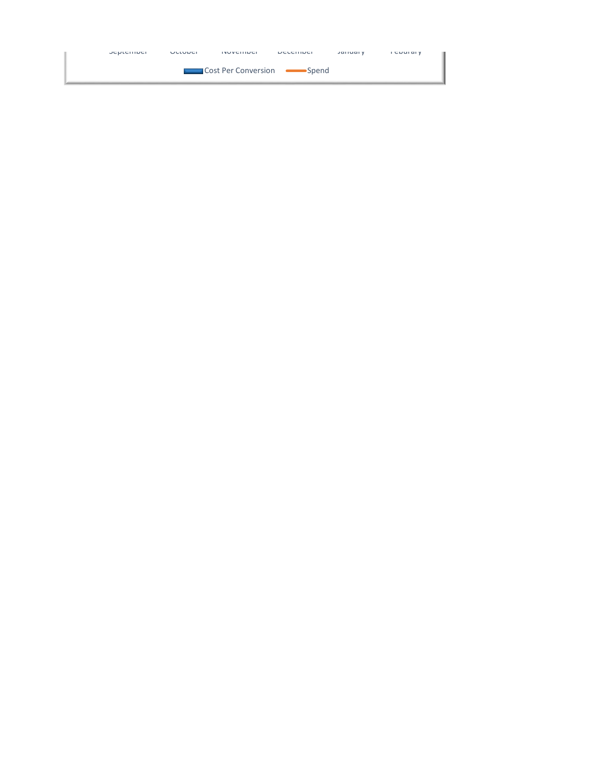September October November December January Feburary

Cost Per Conversion Spend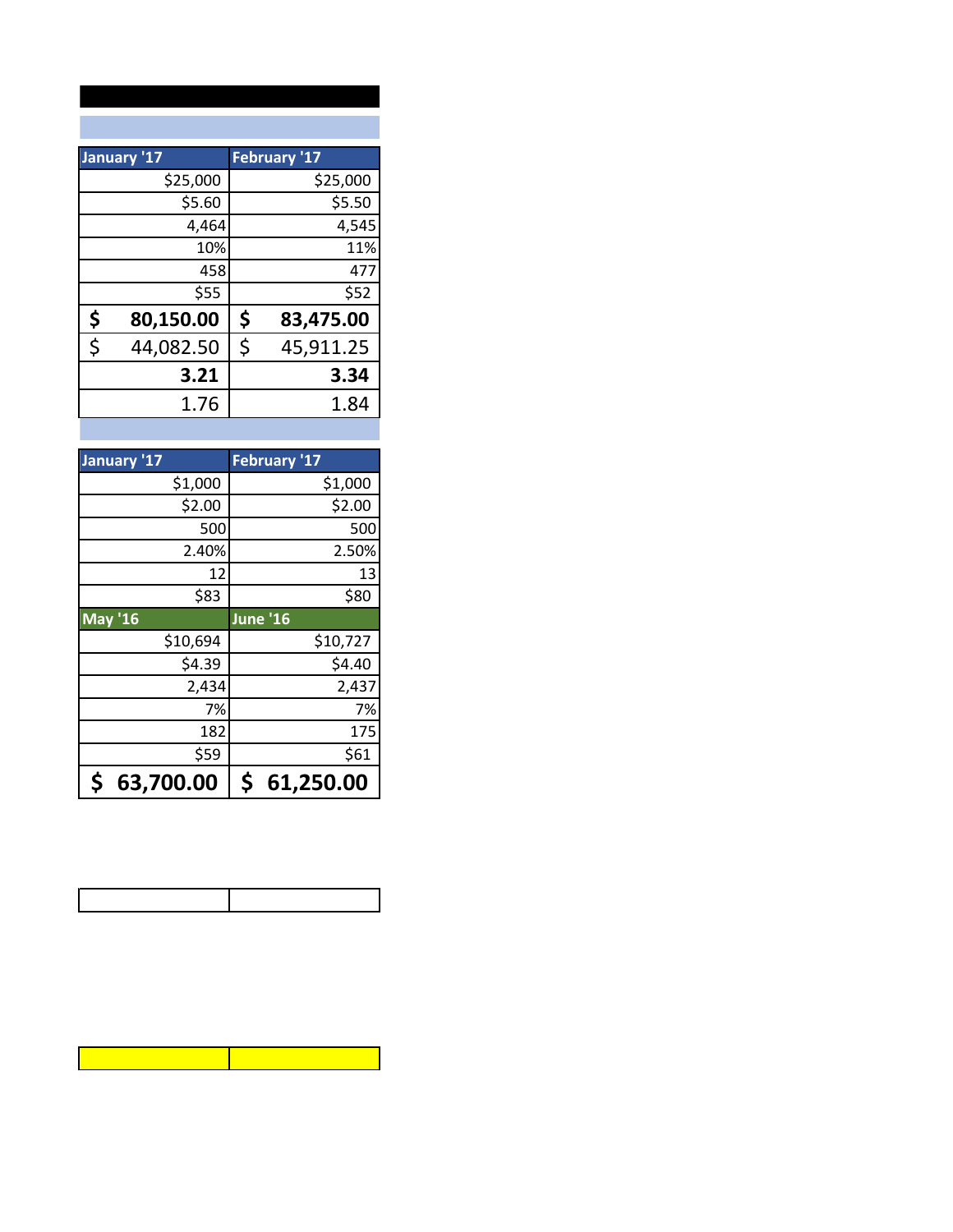| January '17 | February '17 |
|---|---|
| $25,000 | $25,000 |
| $5.60 | $5.50 |
| 4,464 | 4,545 |
| 10% | 11% |
| 458 | 477 |
| $55 | $52 |
| **$ 80,150.00** | **$ 83,475.00** |
| $ 44,082.50 | $ 45,911.25 |
| **3.21** | **3.34** |
| 1.76 | 1.84 |

| January '17 | February '17 |
|---|---|
| $1,000 | $1,000 |
| $2.00 | $2.00 |
| 500 | 500 |
| 2.40% | 2.50% |
| 12 | 13 |
| $83 | $80 |
| **May '16** | **June '16** |
| $10,694 | $10,727 |
| $4.39 | $4.40 |
| 2,434 | 2,437 |
| 7% | 7% |
| 182 | 175 |
| $59 | $61 |
| **$ 63,700.00** | **$ 61,250.00** |